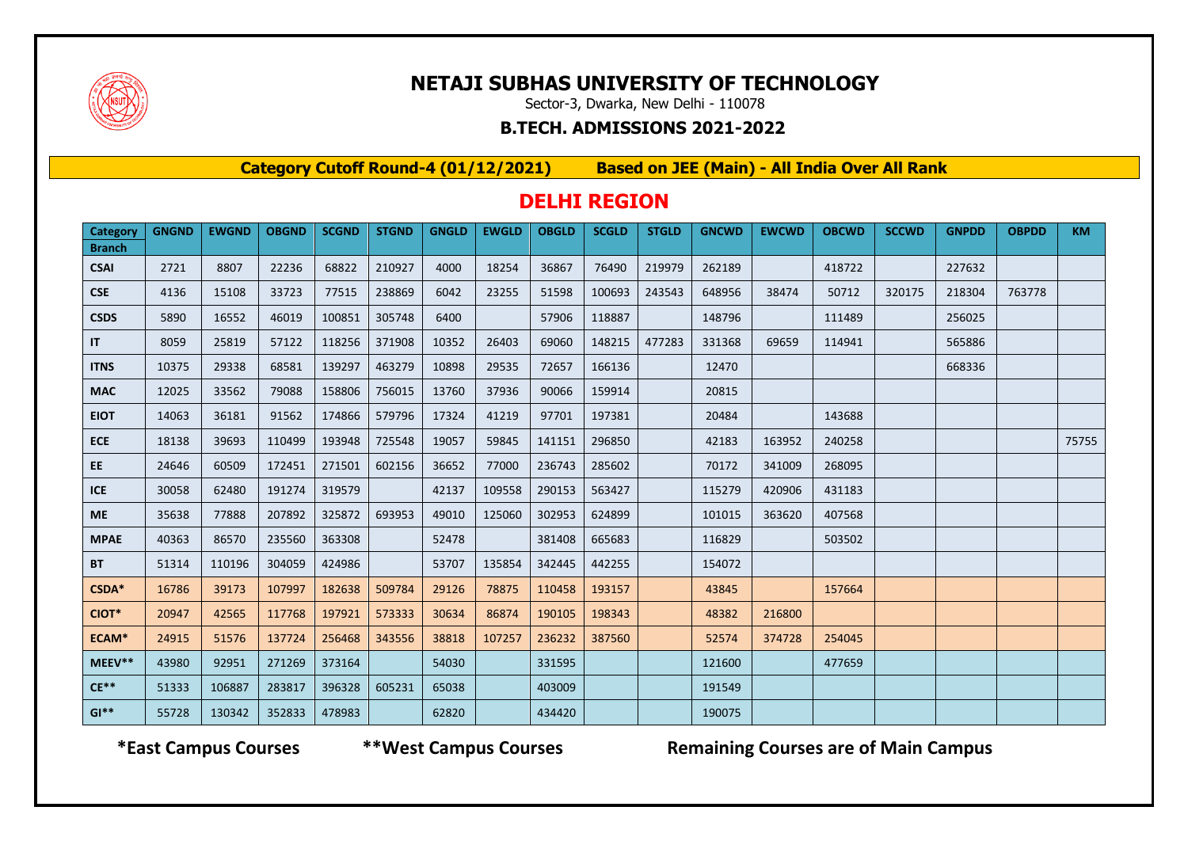# NETAJI SUBHAS UNIVERSITY OF TECHNOLOGY

Sector-3, Dwarka, New Delhi - 110078

## B.TECH. ADMISSIONS 2021-2022

**Category Cutoff Round-4 (01/12/2021)** **Based on JEE (Main) - All India Over All Rank**

## DELHI REGION

| Category / Branch | GNGND | EWGND | OBGND | SCGND | STGND | GNGLD | EWGLD | OBGLD | SCGLD | STGLD | GNCWD | EWCWD | OBCWD | SCCWD | GNPDD | OBPDD | KM |
|---|---|---|---|---|---|---|---|---|---|---|---|---|---|---|---|---|---|
| CSAI | 2721 | 8807 | 22236 | 68822 | 210927 | 4000 | 18254 | 36867 | 76490 | 219979 | 262189 | | 418722 | | 227632 | | |
| CSE | 4136 | 15108 | 33723 | 77515 | 238869 | 6042 | 23255 | 51598 | 100693 | 243543 | 648956 | 38474 | 50712 | 320175 | 218304 | 763778 | |
| CSDS | 5890 | 16552 | 46019 | 100851 | 305748 | 6400 | | 57906 | 118887 | | 148796 | | 111489 | | 256025 | | |
| IT | 8059 | 25819 | 57122 | 118256 | 371908 | 10352 | 26403 | 69060 | 148215 | 477283 | 331368 | 69659 | 114941 | | 565886 | | |
| ITNS | 10375 | 29338 | 68581 | 139297 | 463279 | 10898 | 29535 | 72657 | 166136 | | 12470 | | | | 668336 | | |
| MAC | 12025 | 33562 | 79088 | 158806 | 756015 | 13760 | 37936 | 90066 | 159914 | | 20815 | | | | | | |
| EIOT | 14063 | 36181 | 91562 | 174866 | 579796 | 17324 | 41219 | 97701 | 197381 | | 20484 | | 143688 | | | | |
| ECE | 18138 | 39693 | 110499 | 193948 | 725548 | 19057 | 59845 | 141151 | 296850 | | 42183 | 163952 | 240258 | | | | 75755 |
| EE | 24646 | 60509 | 172451 | 271501 | 602156 | 36652 | 77000 | 236743 | 285602 | | 70172 | 341009 | 268095 | | | | |
| ICE | 30058 | 62480 | 191274 | 319579 | | 42137 | 109558 | 290153 | 563427 | | 115279 | 420906 | 431183 | | | | |
| ME | 35638 | 77888 | 207892 | 325872 | 693953 | 49010 | 125060 | 302953 | 624899 | | 101015 | 363620 | 407568 | | | | |
| MPAE | 40363 | 86570 | 235560 | 363308 | | 52478 | | 381408 | 665683 | | 116829 | | 503502 | | | | |
| BT | 51314 | 110196 | 304059 | 424986 | | 53707 | 135854 | 342445 | 442255 | | 154072 | | | | | | |
| CSDA* | 16786 | 39173 | 107997 | 182638 | 509784 | 29126 | 78875 | 110458 | 193157 | | 43845 | | 157664 | | | | |
| CIOT* | 20947 | 42565 | 117768 | 197921 | 573333 | 30634 | 86874 | 190105 | 198343 | | 48382 | 216800 | | | | | |
| ECAM* | 24915 | 51576 | 137724 | 256468 | 343556 | 38818 | 107257 | 236232 | 387560 | | 52574 | 374728 | 254045 | | | | |
| MEEV** | 43980 | 92951 | 271269 | 373164 | | 54030 | | 331595 | | | 121600 | | 477659 | | | | |
| CE** | 51333 | 106887 | 283817 | 396328 | 605231 | 65038 | | 403009 | | | 191549 | | | | | | |
| GI** | 55728 | 130342 | 352833 | 478983 | | 62820 | | 434420 | | | 190075 | | | | | | |

**\*East Campus Courses** **\*\*West Campus Courses** **Remaining Courses are of Main Campus**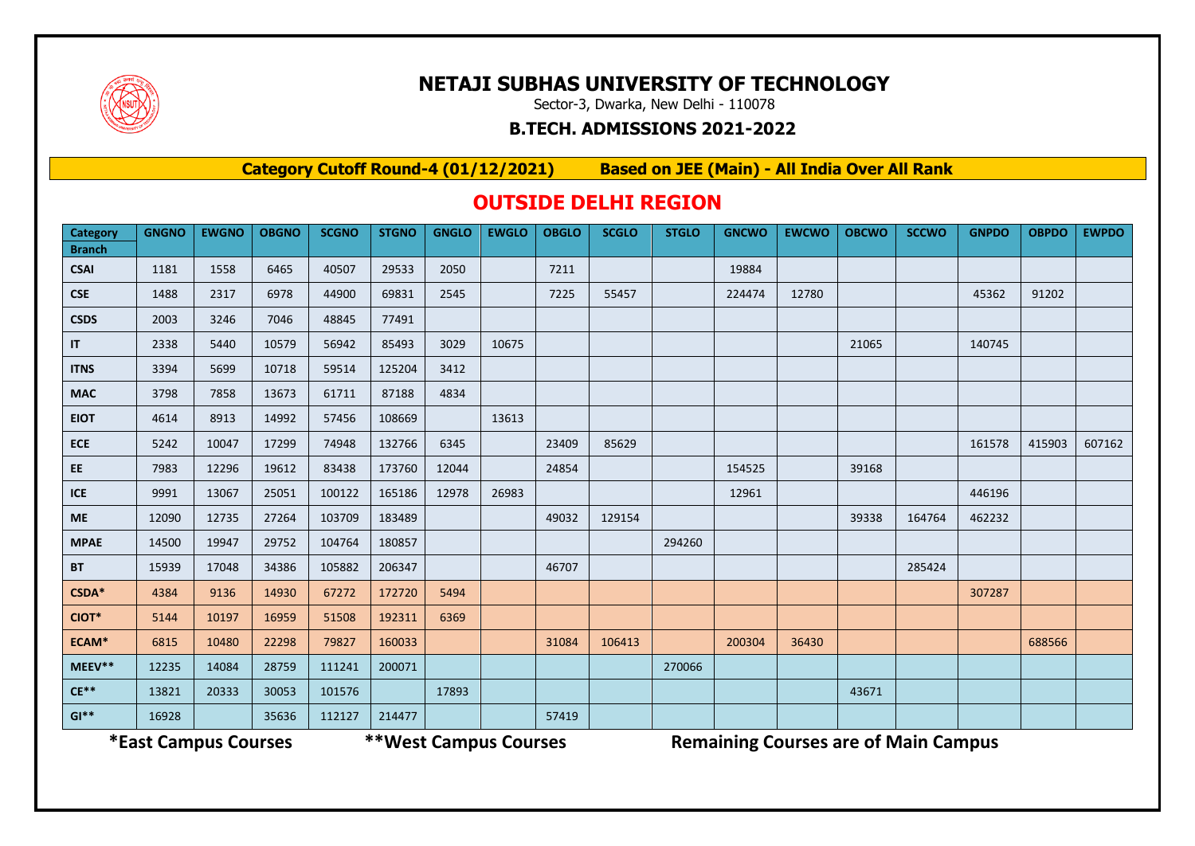# NETAJI SUBHAS UNIVERSITY OF TECHNOLOGY

Sector-3, Dwarka, New Delhi - 110078

### B.TECH. ADMISSIONS 2021-2022

**Category Cutoff Round-4 (01/12/2021) Based on JEE (Main) - All India Over All Rank**

## OUTSIDE DELHI REGION

| Category / Branch | GNGNO | EWGNO | OBGNO | SCGNO | STGNO | GNGLO | EWGLO | OBGLO | SCGLO | STGLO | GNCWO | EWCWO | OBCWO | SCCWO | GNPDO | OBPDO | EWPDO |
|---|---|---|---|---|---|---|---|---|---|---|---|---|---|---|---|---|---|
| CSAI | 1181 | 1558 | 6465 | 40507 | 29533 | 2050 | | 7211 | | | 19884 | | | | | | |
| CSE | 1488 | 2317 | 6978 | 44900 | 69831 | 2545 | | 7225 | 55457 | | 224474 | 12780 | | | 45362 | 91202 | |
| CSDS | 2003 | 3246 | 7046 | 48845 | 77491 | | | | | | | | | | | | |
| IT | 2338 | 5440 | 10579 | 56942 | 85493 | 3029 | 10675 | | | | | | 21065 | | 140745 | | |
| ITNS | 3394 | 5699 | 10718 | 59514 | 125204 | 3412 | | | | | | | | | | | |
| MAC | 3798 | 7858 | 13673 | 61711 | 87188 | 4834 | | | | | | | | | | | |
| EIOT | 4614 | 8913 | 14992 | 57456 | 108669 | | 13613 | | | | | | | | | | |
| ECE | 5242 | 10047 | 17299 | 74948 | 132766 | 6345 | | 23409 | 85629 | | | | | | 161578 | 415903 | 607162 |
| EE | 7983 | 12296 | 19612 | 83438 | 173760 | 12044 | | 24854 | | | 154525 | | 39168 | | | | |
| ICE | 9991 | 13067 | 25051 | 100122 | 165186 | 12978 | 26983 | | | | 12961 | | | | 446196 | | |
| ME | 12090 | 12735 | 27264 | 103709 | 183489 | | | 49032 | 129154 | | | | 39338 | 164764 | 462232 | | |
| MPAE | 14500 | 19947 | 29752 | 104764 | 180857 | | | | | 294260 | | | | | | | |
| BT | 15939 | 17048 | 34386 | 105882 | 206347 | | | 46707 | | | | | | 285424 | | | |
| CSDA* | 4384 | 9136 | 14930 | 67272 | 172720 | 5494 | | | | | | | | | 307287 | | |
| CIOT* | 5144 | 10197 | 16959 | 51508 | 192311 | 6369 | | | | | | | | | | | |
| ECAM* | 6815 | 10480 | 22298 | 79827 | 160033 | | | 31084 | 106413 | | 200304 | 36430 | | | | 688566 | |
| MEEV** | 12235 | 14084 | 28759 | 111241 | 200071 | | | | | 270066 | | | | | | | |
| CE** | 13821 | 20333 | 30053 | 101576 | | 17893 | | | | | | | 43671 | | | | |
| GI** | 16928 | | 35636 | 112127 | 214477 | | | 57419 | | | | | | | | | |

**\*East Campus Courses** **\*\*West Campus Courses** **Remaining Courses are of Main Campus**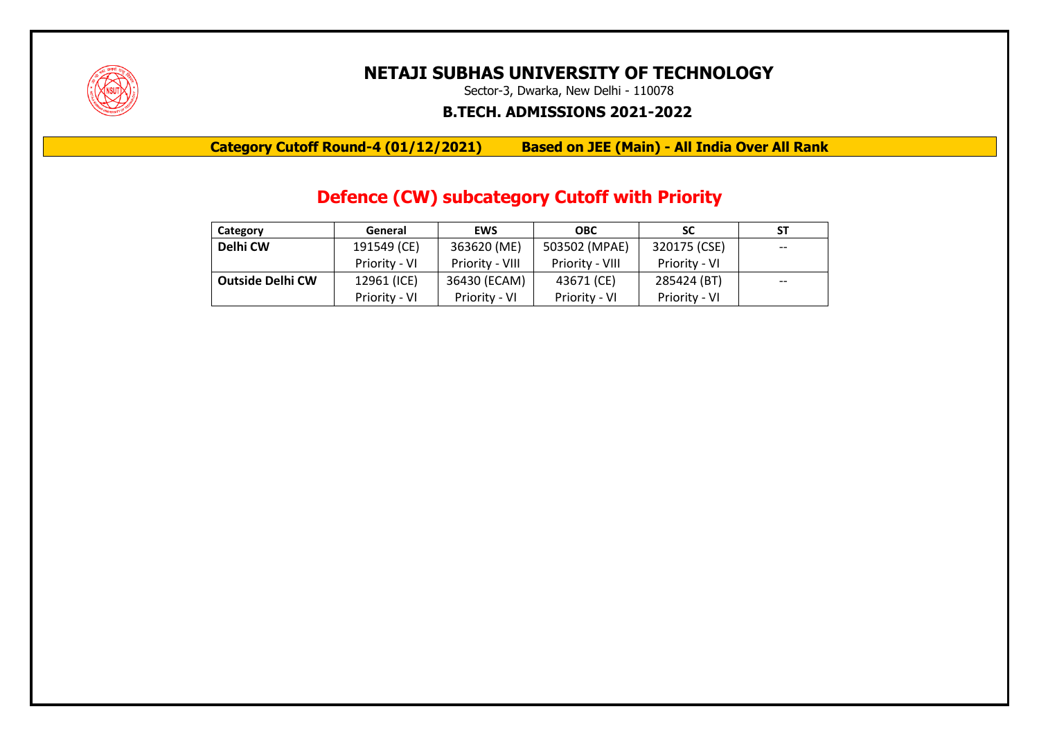# NETAJI SUBHAS UNIVERSITY OF TECHNOLOGY

Sector-3, Dwarka, New Delhi - 110078

**B.TECH. ADMISSIONS 2021-2022**

**Category Cutoff Round-4 (01/12/2021)** **Based on JEE (Main) - All India Over All Rank**

## Defence (CW) subcategory Cutoff with Priority

| Category | General | EWS | OBC | SC | ST |
|---|---|---|---|---|---|
| **Delhi CW** | 191549 (CE)<br>Priority - VI | 363620 (ME)<br>Priority - VIII | 503502 (MPAE)<br>Priority - VIII | 320175 (CSE)<br>Priority - VI | -- |
| **Outside Delhi CW** | 12961 (ICE)<br>Priority - VI | 36430 (ECAM)<br>Priority - VI | 43671 (CE)<br>Priority - VI | 285424 (BT)<br>Priority - VI | -- |